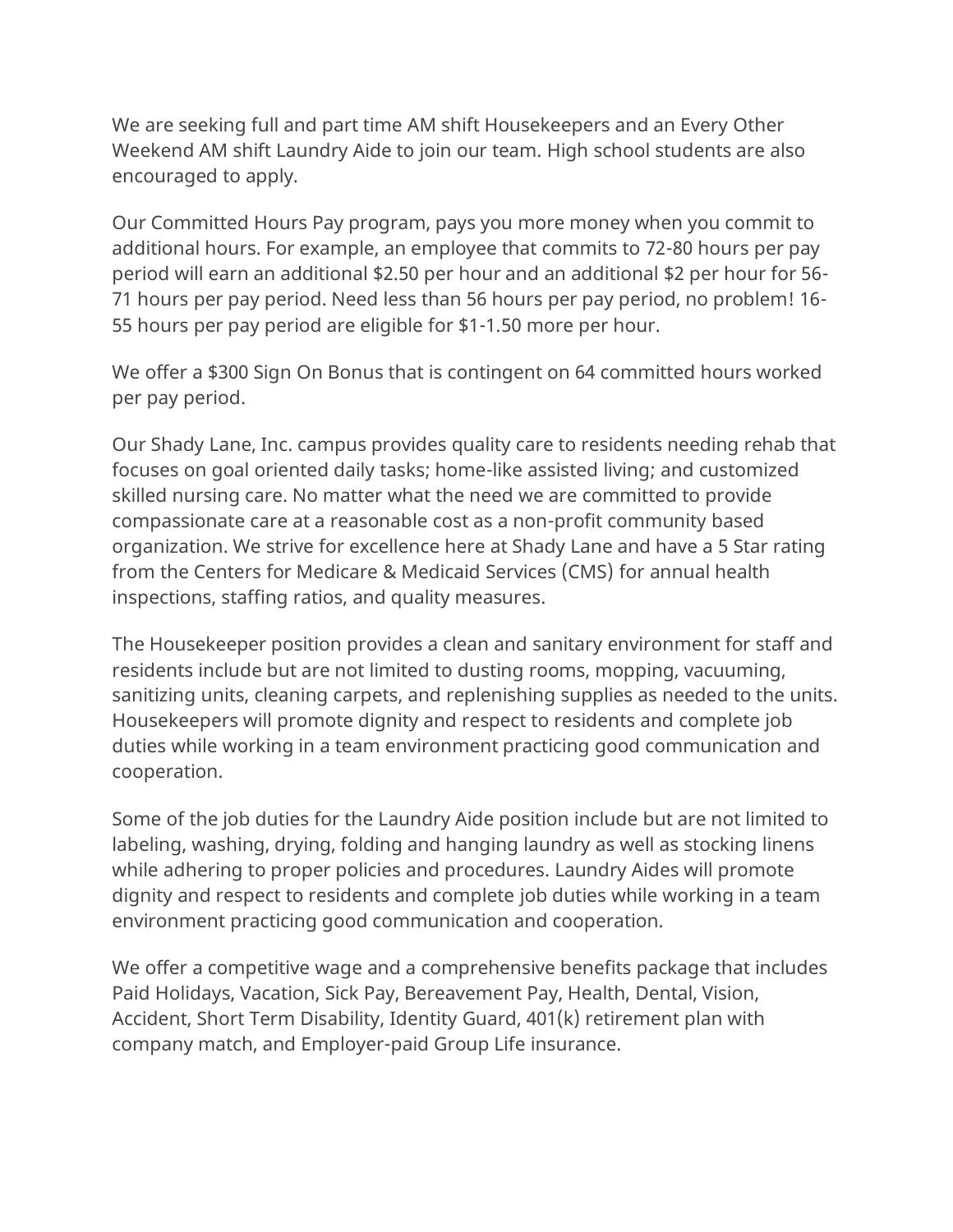We are seeking full and part time AM shift Housekeepers and an Every Other Weekend AM shift Laundry Aide to join our team. High school students are also encouraged to apply.

Our Committed Hours Pay program, pays you more money when you commit to additional hours. For example, an employee that commits to 72-80 hours per pay period will earn an additional $2.50 per hour and an additional $2 per hour for 56-71 hours per pay period. Need less than 56 hours per pay period, no problem! 16-55 hours per pay period are eligible for $1-1.50 more per hour.

We offer a $300 Sign On Bonus that is contingent on 64 committed hours worked per pay period.

Our Shady Lane, Inc. campus provides quality care to residents needing rehab that focuses on goal oriented daily tasks; home-like assisted living; and customized skilled nursing care. No matter what the need we are committed to provide compassionate care at a reasonable cost as a non-profit community based organization. We strive for excellence here at Shady Lane and have a 5 Star rating from the Centers for Medicare & Medicaid Services (CMS) for annual health inspections, staffing ratios, and quality measures.

The Housekeeper position provides a clean and sanitary environment for staff and residents include but are not limited to dusting rooms, mopping, vacuuming, sanitizing units, cleaning carpets, and replenishing supplies as needed to the units. Housekeepers will promote dignity and respect to residents and complete job duties while working in a team environment practicing good communication and cooperation.

Some of the job duties for the Laundry Aide position include but are not limited to labeling, washing, drying, folding and hanging laundry as well as stocking linens while adhering to proper policies and procedures. Laundry Aides will promote dignity and respect to residents and complete job duties while working in a team environment practicing good communication and cooperation.

We offer a competitive wage and a comprehensive benefits package that includes Paid Holidays, Vacation, Sick Pay, Bereavement Pay, Health, Dental, Vision, Accident, Short Term Disability, Identity Guard, 401(k) retirement plan with company match, and Employer-paid Group Life insurance.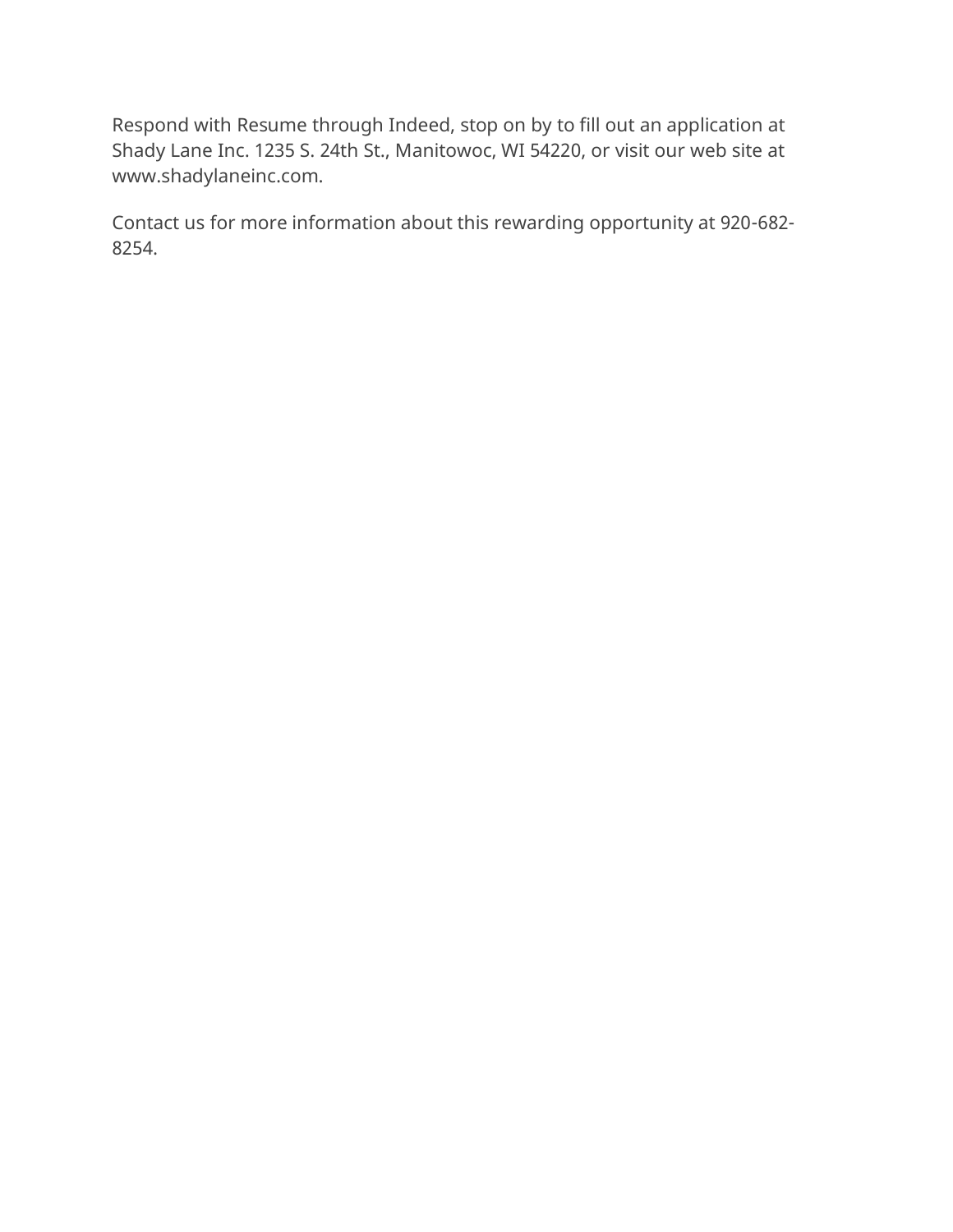Respond with Resume through Indeed, stop on by to fill out an application at Shady Lane Inc. 1235 S. 24th St., Manitowoc, WI 54220, or visit our web site at www.shadylaneinc.com.

Contact us for more information about this rewarding opportunity at 920-682-8254.